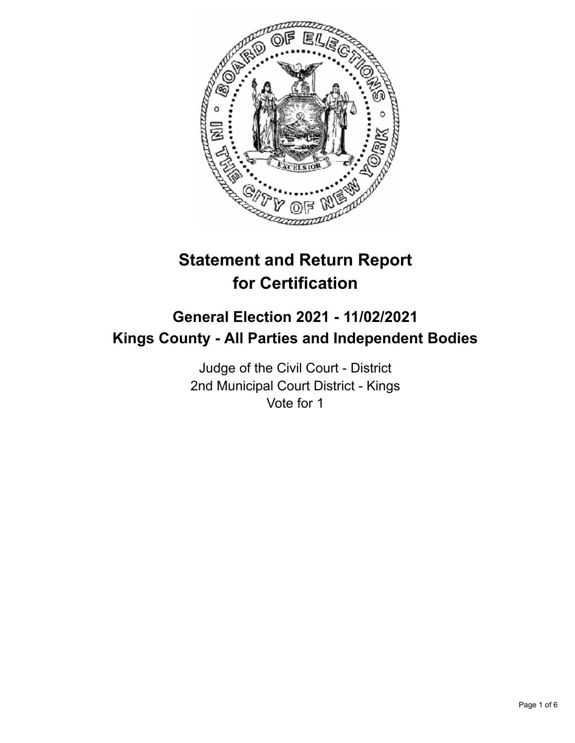# Statement and Return Report for Certification

## General Election 2021 - 11/02/2021
## Kings County - All Parties and Independent Bodies

Judge of the Civil Court - District
2nd Municipal Court District - Kings
Vote for 1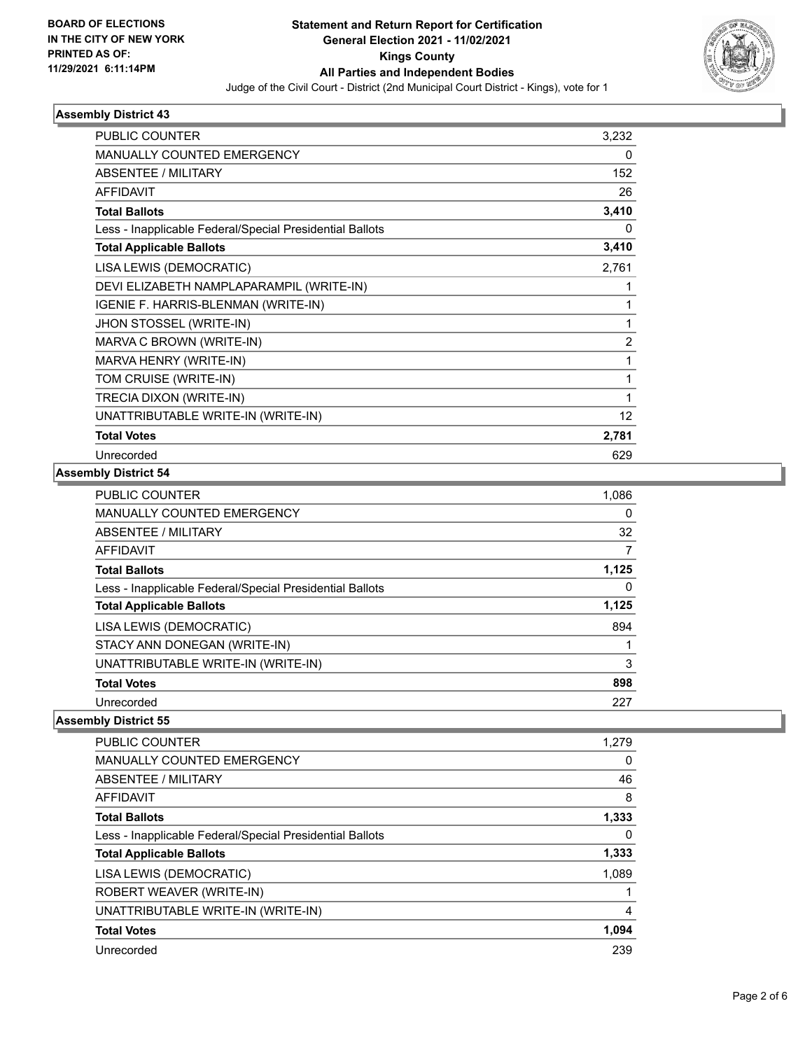## Assembly District 43

| | |
|---|---|
| PUBLIC COUNTER | 3,232 |
| MANUALLY COUNTED EMERGENCY | 0 |
| ABSENTEE / MILITARY | 152 |
| AFFIDAVIT | 26 |
| **Total Ballots** | **3,410** |
| Less - Inapplicable Federal/Special Presidential Ballots | 0 |
| **Total Applicable Ballots** | **3,410** |
| LISA LEWIS (DEMOCRATIC) | 2,761 |
| DEVI ELIZABETH NAMPLAPARAMPIL (WRITE-IN) | 1 |
| IGENIE F. HARRIS-BLENMAN (WRITE-IN) | 1 |
| JHON STOSSEL (WRITE-IN) | 1 |
| MARVA C BROWN (WRITE-IN) | 2 |
| MARVA HENRY (WRITE-IN) | 1 |
| TOM CRUISE (WRITE-IN) | 1 |
| TRECIA DIXON (WRITE-IN) | 1 |
| UNATTRIBUTABLE WRITE-IN (WRITE-IN) | 12 |
| **Total Votes** | **2,781** |
| Unrecorded | 629 |

## Assembly District 54

| | |
|---|---|
| PUBLIC COUNTER | 1,086 |
| MANUALLY COUNTED EMERGENCY | 0 |
| ABSENTEE / MILITARY | 32 |
| AFFIDAVIT | 7 |
| **Total Ballots** | **1,125** |
| Less - Inapplicable Federal/Special Presidential Ballots | 0 |
| **Total Applicable Ballots** | **1,125** |
| LISA LEWIS (DEMOCRATIC) | 894 |
| STACY ANN DONEGAN (WRITE-IN) | 1 |
| UNATTRIBUTABLE WRITE-IN (WRITE-IN) | 3 |
| **Total Votes** | **898** |
| Unrecorded | 227 |

## Assembly District 55

| | |
|---|---|
| PUBLIC COUNTER | 1,279 |
| MANUALLY COUNTED EMERGENCY | 0 |
| ABSENTEE / MILITARY | 46 |
| AFFIDAVIT | 8 |
| **Total Ballots** | **1,333** |
| Less - Inapplicable Federal/Special Presidential Ballots | 0 |
| **Total Applicable Ballots** | **1,333** |
| LISA LEWIS (DEMOCRATIC) | 1,089 |
| ROBERT WEAVER (WRITE-IN) | 1 |
| UNATTRIBUTABLE WRITE-IN (WRITE-IN) | 4 |
| **Total Votes** | **1,094** |
| Unrecorded | 239 |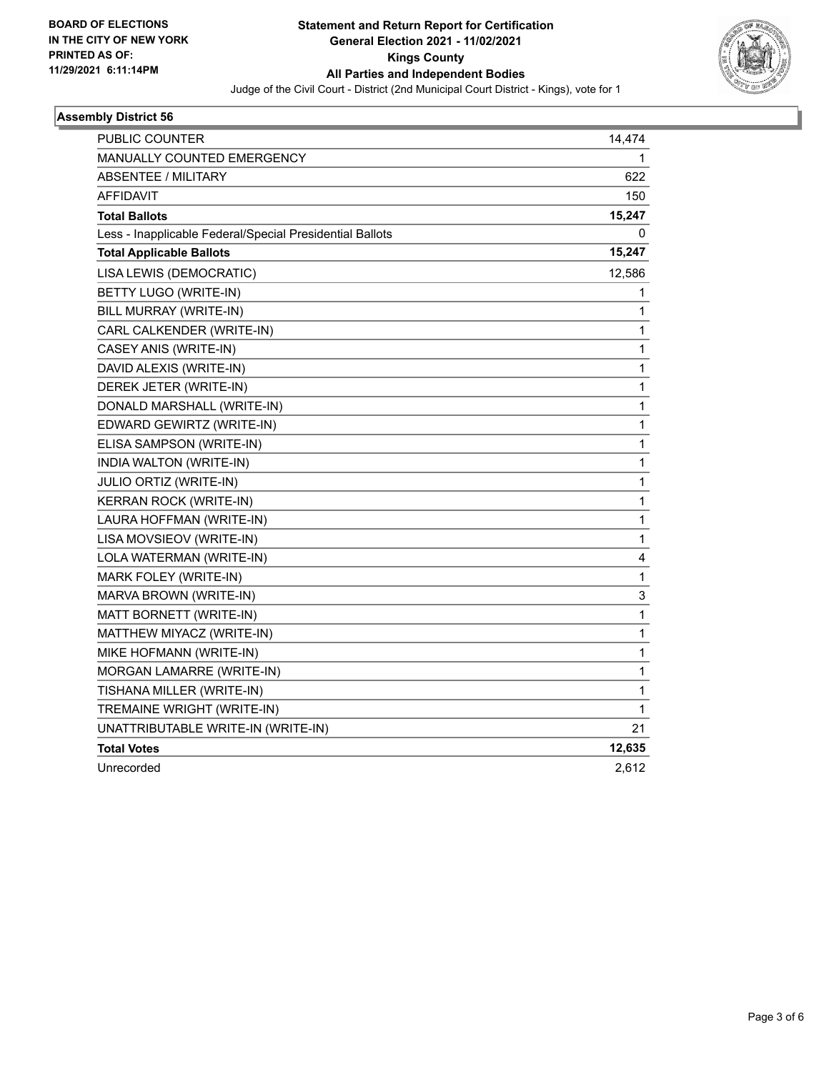**BOARD OF ELECTIONS IN THE CITY OF NEW YORK PRINTED AS OF: 11/29/2021 6:11:14PM**

# Statement and Return Report for Certification
## General Election 2021 - 11/02/2021
## Kings County
## All Parties and Independent Bodies

Judge of the Civil Court - District (2nd Municipal Court District - Kings), vote for 1

### Assembly District 56

| | |
|---|---|
| PUBLIC COUNTER | 14,474 |
| MANUALLY COUNTED EMERGENCY | 1 |
| ABSENTEE / MILITARY | 622 |
| AFFIDAVIT | 150 |
| **Total Ballots** | **15,247** |
| Less - Inapplicable Federal/Special Presidential Ballots | 0 |
| **Total Applicable Ballots** | **15,247** |
| LISA LEWIS (DEMOCRATIC) | 12,586 |
| BETTY LUGO (WRITE-IN) | 1 |
| BILL MURRAY (WRITE-IN) | 1 |
| CARL CALKENDER (WRITE-IN) | 1 |
| CASEY ANIS (WRITE-IN) | 1 |
| DAVID ALEXIS (WRITE-IN) | 1 |
| DEREK JETER (WRITE-IN) | 1 |
| DONALD MARSHALL (WRITE-IN) | 1 |
| EDWARD GEWIRTZ (WRITE-IN) | 1 |
| ELISA SAMPSON (WRITE-IN) | 1 |
| INDIA WALTON (WRITE-IN) | 1 |
| JULIO ORTIZ (WRITE-IN) | 1 |
| KERRAN ROCK (WRITE-IN) | 1 |
| LAURA HOFFMAN (WRITE-IN) | 1 |
| LISA MOVSIEOV (WRITE-IN) | 1 |
| LOLA WATERMAN (WRITE-IN) | 4 |
| MARK FOLEY (WRITE-IN) | 1 |
| MARVA BROWN (WRITE-IN) | 3 |
| MATT BORNETT (WRITE-IN) | 1 |
| MATTHEW MIYACZ (WRITE-IN) | 1 |
| MIKE HOFMANN (WRITE-IN) | 1 |
| MORGAN LAMARRE (WRITE-IN) | 1 |
| TISHANA MILLER (WRITE-IN) | 1 |
| TREMAINE WRIGHT (WRITE-IN) | 1 |
| UNATTRIBUTABLE WRITE-IN (WRITE-IN) | 21 |
| **Total Votes** | **12,635** |
| Unrecorded | 2,612 |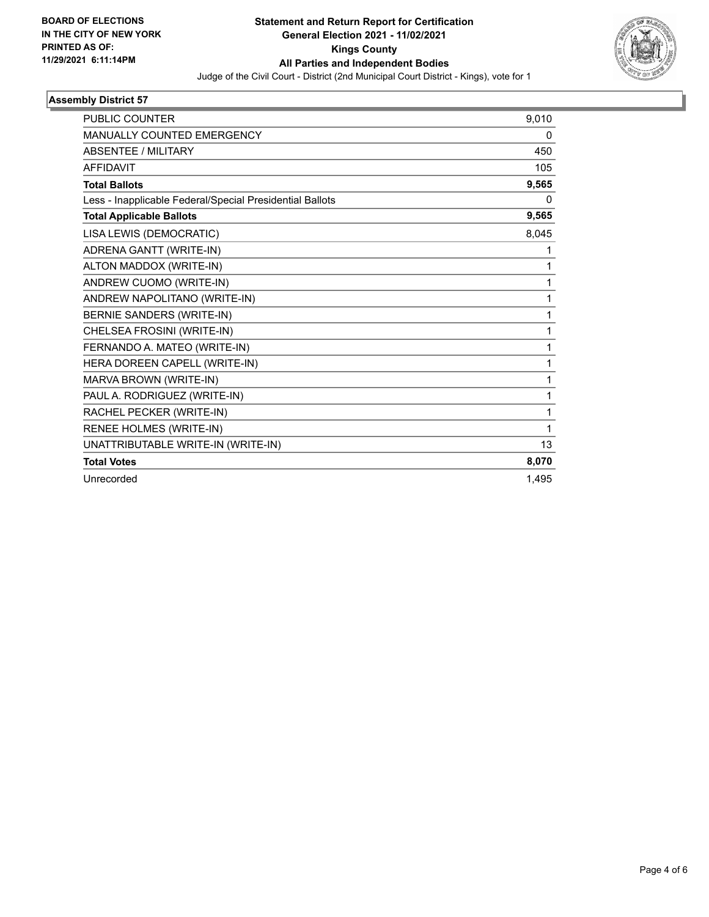**BOARD OF ELECTIONS IN THE CITY OF NEW YORK PRINTED AS OF: 11/29/2021 6:11:14PM**

# Statement and Return Report for Certification
## General Election 2021 - 11/02/2021
## Kings County
## All Parties and Independent Bodies

Judge of the Civil Court - District (2nd Municipal Court District - Kings), vote for 1

### Assembly District 57

| | |
|---|---|
| PUBLIC COUNTER | 9,010 |
| MANUALLY COUNTED EMERGENCY | 0 |
| ABSENTEE / MILITARY | 450 |
| AFFIDAVIT | 105 |
| **Total Ballots** | **9,565** |
| Less - Inapplicable Federal/Special Presidential Ballots | 0 |
| **Total Applicable Ballots** | **9,565** |
| LISA LEWIS (DEMOCRATIC) | 8,045 |
| ADRENA GANTT (WRITE-IN) | 1 |
| ALTON MADDOX (WRITE-IN) | 1 |
| ANDREW CUOMO (WRITE-IN) | 1 |
| ANDREW NAPOLITANO (WRITE-IN) | 1 |
| BERNIE SANDERS (WRITE-IN) | 1 |
| CHELSEA FROSINI (WRITE-IN) | 1 |
| FERNANDO A. MATEO (WRITE-IN) | 1 |
| HERA DOREEN CAPELL (WRITE-IN) | 1 |
| MARVA BROWN (WRITE-IN) | 1 |
| PAUL A. RODRIGUEZ (WRITE-IN) | 1 |
| RACHEL PECKER (WRITE-IN) | 1 |
| RENEE HOLMES (WRITE-IN) | 1 |
| UNATTRIBUTABLE WRITE-IN (WRITE-IN) | 13 |
| **Total Votes** | **8,070** |
| Unrecorded | 1,495 |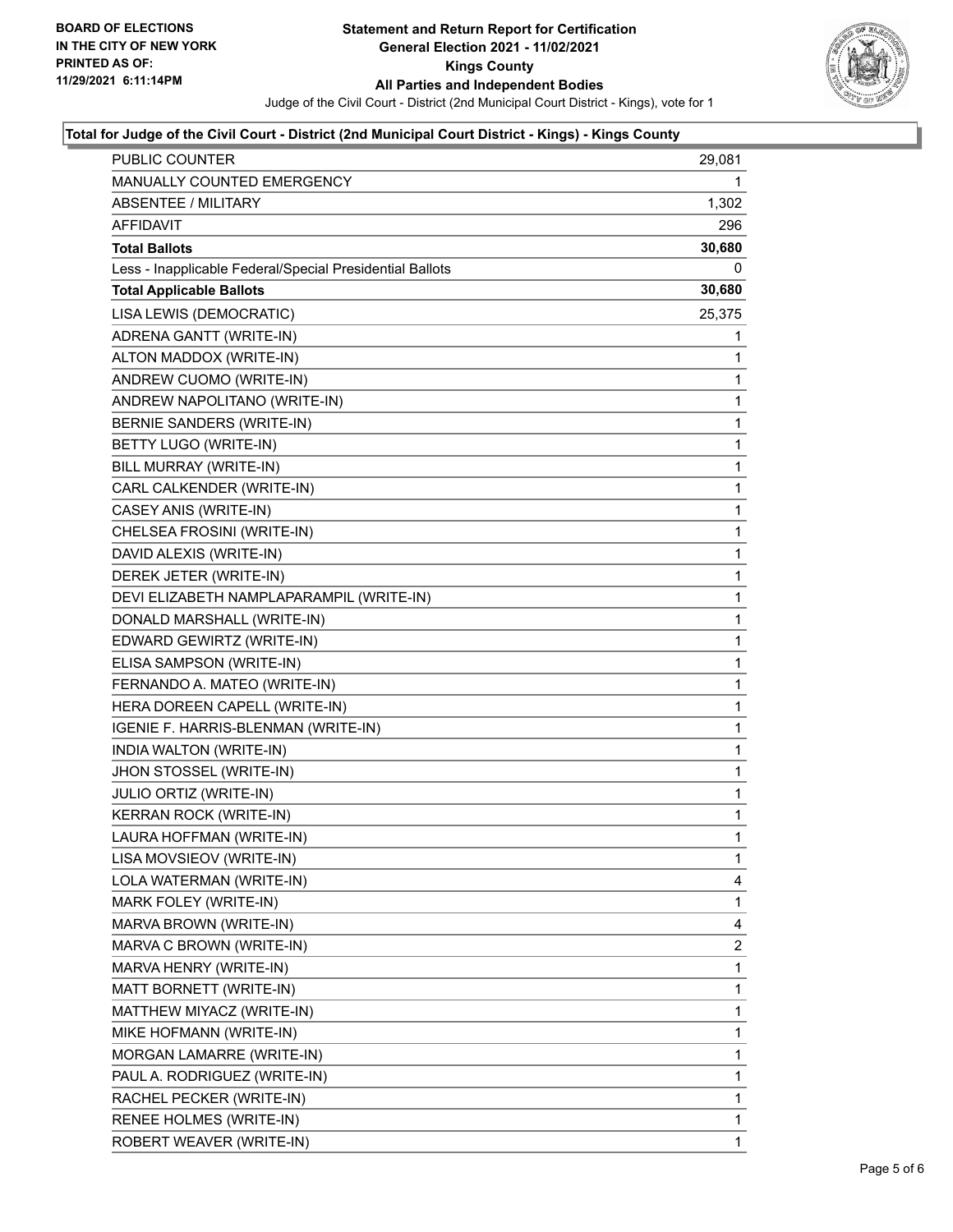**Statement and Return Report for Certification**
**General Election 2021 - 11/02/2021**
**Kings County**
**All Parties and Independent Bodies**
Judge of the Civil Court - District (2nd Municipal Court District - Kings), vote for 1

BOARD OF ELECTIONS IN THE CITY OF NEW YORK PRINTED AS OF: 11/29/2021 6:11:14PM

### Total for Judge of the Civil Court - District (2nd Municipal Court District - Kings) - Kings County

| | |
|---|---|
| PUBLIC COUNTER | 29,081 |
| MANUALLY COUNTED EMERGENCY | 1 |
| ABSENTEE / MILITARY | 1,302 |
| AFFIDAVIT | 296 |
| **Total Ballots** | **30,680** |
| Less - Inapplicable Federal/Special Presidential Ballots | 0 |
| **Total Applicable Ballots** | **30,680** |
| LISA LEWIS (DEMOCRATIC) | 25,375 |
| ADRENA GANTT (WRITE-IN) | 1 |
| ALTON MADDOX (WRITE-IN) | 1 |
| ANDREW CUOMO (WRITE-IN) | 1 |
| ANDREW NAPOLITANO (WRITE-IN) | 1 |
| BERNIE SANDERS (WRITE-IN) | 1 |
| BETTY LUGO (WRITE-IN) | 1 |
| BILL MURRAY (WRITE-IN) | 1 |
| CARL CALKENDER (WRITE-IN) | 1 |
| CASEY ANIS (WRITE-IN) | 1 |
| CHELSEA FROSINI (WRITE-IN) | 1 |
| DAVID ALEXIS (WRITE-IN) | 1 |
| DEREK JETER (WRITE-IN) | 1 |
| DEVI ELIZABETH NAMPLAPARAMPIL (WRITE-IN) | 1 |
| DONALD MARSHALL (WRITE-IN) | 1 |
| EDWARD GEWIRTZ (WRITE-IN) | 1 |
| ELISA SAMPSON (WRITE-IN) | 1 |
| FERNANDO A. MATEO (WRITE-IN) | 1 |
| HERA DOREEN CAPELL (WRITE-IN) | 1 |
| IGENIE F. HARRIS-BLENMAN (WRITE-IN) | 1 |
| INDIA WALTON (WRITE-IN) | 1 |
| JHON STOSSEL (WRITE-IN) | 1 |
| JULIO ORTIZ (WRITE-IN) | 1 |
| KERRAN ROCK (WRITE-IN) | 1 |
| LAURA HOFFMAN (WRITE-IN) | 1 |
| LISA MOVSIEOV (WRITE-IN) | 1 |
| LOLA WATERMAN (WRITE-IN) | 4 |
| MARK FOLEY (WRITE-IN) | 1 |
| MARVA BROWN (WRITE-IN) | 4 |
| MARVA C BROWN (WRITE-IN) | 2 |
| MARVA HENRY (WRITE-IN) | 1 |
| MATT BORNETT (WRITE-IN) | 1 |
| MATTHEW MIYACZ (WRITE-IN) | 1 |
| MIKE HOFMANN (WRITE-IN) | 1 |
| MORGAN LAMARRE (WRITE-IN) | 1 |
| PAUL A. RODRIGUEZ (WRITE-IN) | 1 |
| RACHEL PECKER (WRITE-IN) | 1 |
| RENEE HOLMES (WRITE-IN) | 1 |
| ROBERT WEAVER (WRITE-IN) | 1 |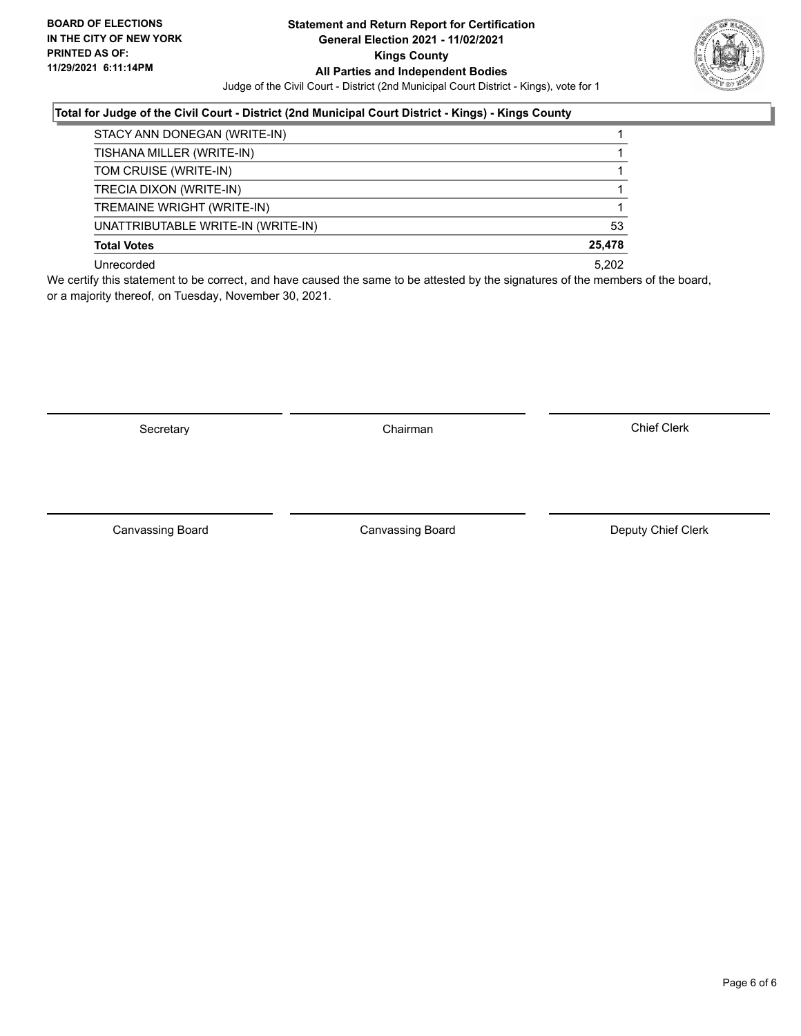**BOARD OF ELECTIONS IN THE CITY OF NEW YORK PRINTED AS OF: 11/29/2021 6:11:14PM**

**Statement and Return Report for Certification**
**General Election 2021 - 11/02/2021**
**Kings County**
**All Parties and Independent Bodies**

Judge of the Civil Court - District (2nd Municipal Court District - Kings), vote for 1

### Total for Judge of the Civil Court - District (2nd Municipal Court District - Kings) - Kings County

| | |
|---|---|
| STACY ANN DONEGAN (WRITE-IN) | 1 |
| TISHANA MILLER (WRITE-IN) | 1 |
| TOM CRUISE (WRITE-IN) | 1 |
| TRECIA DIXON (WRITE-IN) | 1 |
| TREMAINE WRIGHT (WRITE-IN) | 1 |
| UNATTRIBUTABLE WRITE-IN (WRITE-IN) | 53 |
| **Total Votes** | **25,478** |
| Unrecorded | 5,202 |

We certify this statement to be correct, and have caused the same to be attested by the signatures of the members of the board, or a majority thereof, on Tuesday, November 30, 2021.

Secretary

Chairman

Chief Clerk

Canvassing Board

Canvassing Board

Deputy Chief Clerk